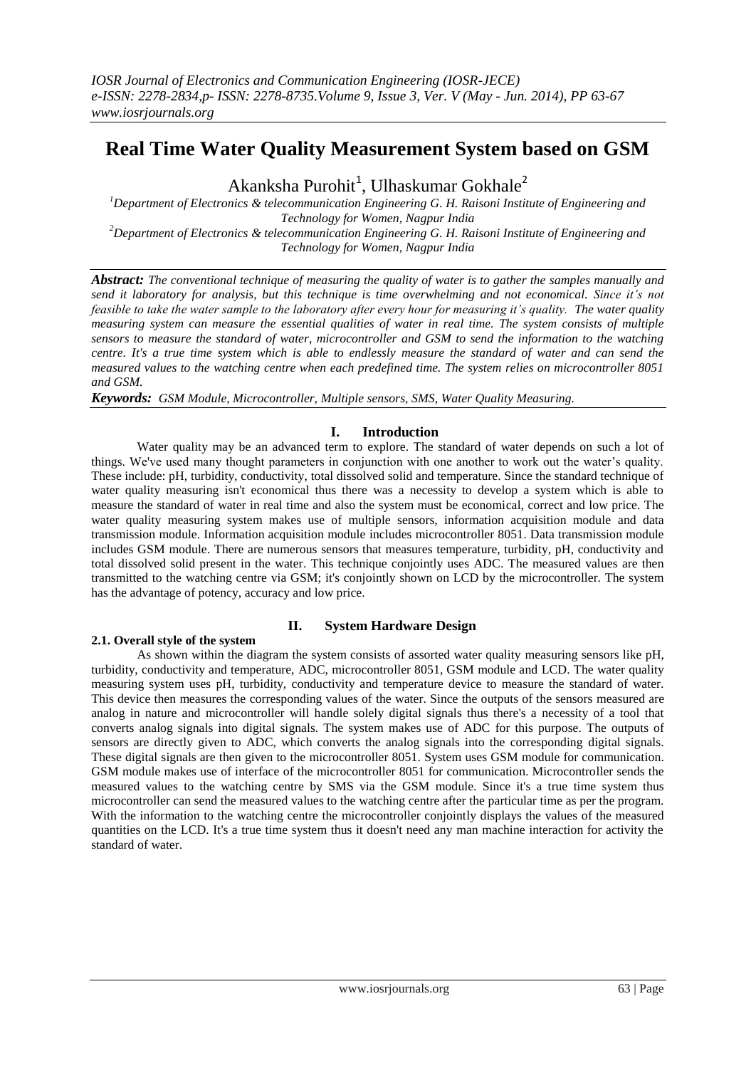# Real Time Water Quality Measurement System based on GSM

Akanksha Purohit[1], Ulhaskumar Gokhale[2]

[1]*Department of Electronics & telecommunication Engineering G. H. Raisoni Institute of Engineering and Technology for Women, Nagpur India*
[2]*Department of Electronics & telecommunication Engineering G. H. Raisoni Institute of Engineering and Technology for Women, Nagpur India*

***Abstract:*** *The conventional technique of measuring the quality of water is to gather the samples manually and send it laboratory for analysis, but this technique is time overwhelming and not economical. Since it's not feasible to take the water sample to the laboratory after every hour for measuring it's quality. The water quality measuring system can measure the essential qualities of water in real time. The system consists of multiple sensors to measure the standard of water, microcontroller and GSM to send the information to the watching centre. It's a true time system which is able to endlessly measure the standard of water and can send the measured values to the watching centre when each predefined time. The system relies on microcontroller 8051 and GSM.*

***Keywords:*** *GSM Module, Microcontroller, Multiple sensors, SMS, Water Quality Measuring.*

## I. Introduction

Water quality may be an advanced term to explore. The standard of water depends on such a lot of things. We've used many thought parameters in conjunction with one another to work out the water's quality. These include: pH, turbidity, conductivity, total dissolved solid and temperature. Since the standard technique of water quality measuring isn't economical thus there was a necessity to develop a system which is able to measure the standard of water in real time and also the system must be economical, correct and low price. The water quality measuring system makes use of multiple sensors, information acquisition module and data transmission module. Information acquisition module includes microcontroller 8051. Data transmission module includes GSM module. There are numerous sensors that measures temperature, turbidity, pH, conductivity and total dissolved solid present in the water. This technique conjointly uses ADC. The measured values are then transmitted to the watching centre via GSM; it's conjointly shown on LCD by the microcontroller. The system has the advantage of potency, accuracy and low price.

## II. System Hardware Design

### 2.1. Overall style of the system

As shown within the diagram the system consists of assorted water quality measuring sensors like pH, turbidity, conductivity and temperature, ADC, microcontroller 8051, GSM module and LCD. The water quality measuring system uses pH, turbidity, conductivity and temperature device to measure the standard of water. This device then measures the corresponding values of the water. Since the outputs of the sensors measured are analog in nature and microcontroller will handle solely digital signals thus there's a necessity of a tool that converts analog signals into digital signals. The system makes use of ADC for this purpose. The outputs of sensors are directly given to ADC, which converts the analog signals into the corresponding digital signals. These digital signals are then given to the microcontroller 8051. System uses GSM module for communication. GSM module makes use of interface of the microcontroller 8051 for communication. Microcontroller sends the measured values to the watching centre by SMS via the GSM module. Since it's a true time system thus microcontroller can send the measured values to the watching centre after the particular time as per the program. With the information to the watching centre the microcontroller conjointly displays the values of the measured quantities on the LCD. It's a true time system thus it doesn't need any man machine interaction for activity the standard of water.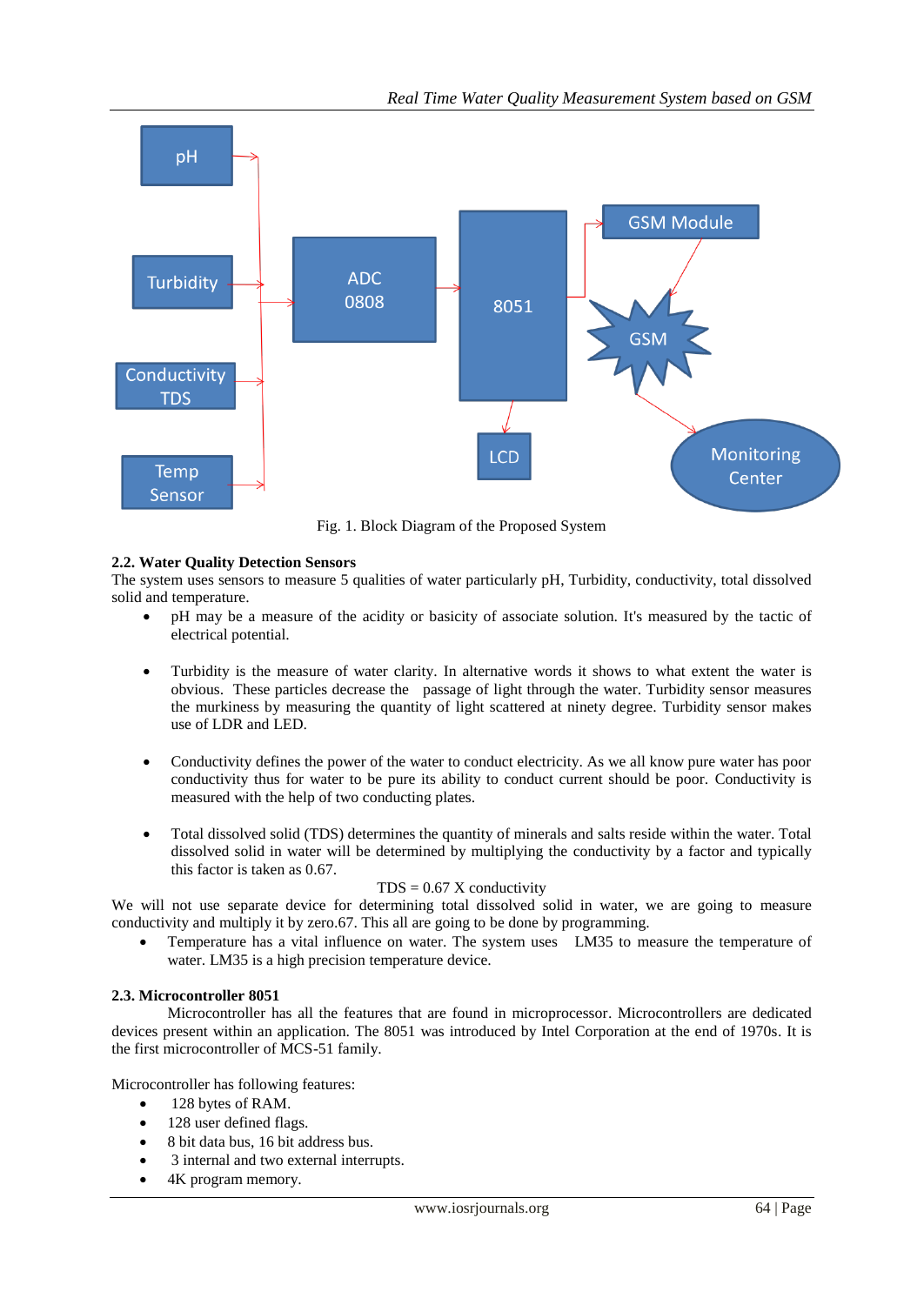Fig. 1. Block Diagram of the Proposed System

### 2.2. Water Quality Detection Sensors

The system uses sensors to measure 5 qualities of water particularly pH, Turbidity, conductivity, total dissolved solid and temperature.

- pH may be a measure of the acidity or basicity of associate solution. It's measured by the tactic of electrical potential.

- Turbidity is the measure of water clarity. In alternative words it shows to what extent the water is obvious. These particles decrease the passage of light through the water. Turbidity sensor measures the murkiness by measuring the quantity of light scattered at ninety degree. Turbidity sensor makes use of LDR and LED.

- Conductivity defines the power of the water to conduct electricity. As we all know pure water has poor conductivity thus for water to be pure its ability to conduct current should be poor. Conductivity is measured with the help of two conducting plates.

- Total dissolved solid (TDS) determines the quantity of minerals and salts reside within the water. Total dissolved solid in water will be determined by multiplying the conductivity by a factor and typically this factor is taken as 0.67.

$$TDS = 0.67 \times conductivity$$

We will not use separate device for determining total dissolved solid in water, we are going to measure conductivity and multiply it by zero.67. This all are going to be done by programming.

- Temperature has a vital influence on water. The system uses LM35 to measure the temperature of water. LM35 is a high precision temperature device.

### 2.3. Microcontroller 8051

Microcontroller has all the features that are found in microprocessor. Microcontrollers are dedicated devices present within an application. The 8051 was introduced by Intel Corporation at the end of 1970s. It is the first microcontroller of MCS-51 family.

Microcontroller has following features:

- 128 bytes of RAM.
- 128 user defined flags.
- 8 bit data bus, 16 bit address bus.
- 3 internal and two external interrupts.
- 4K program memory.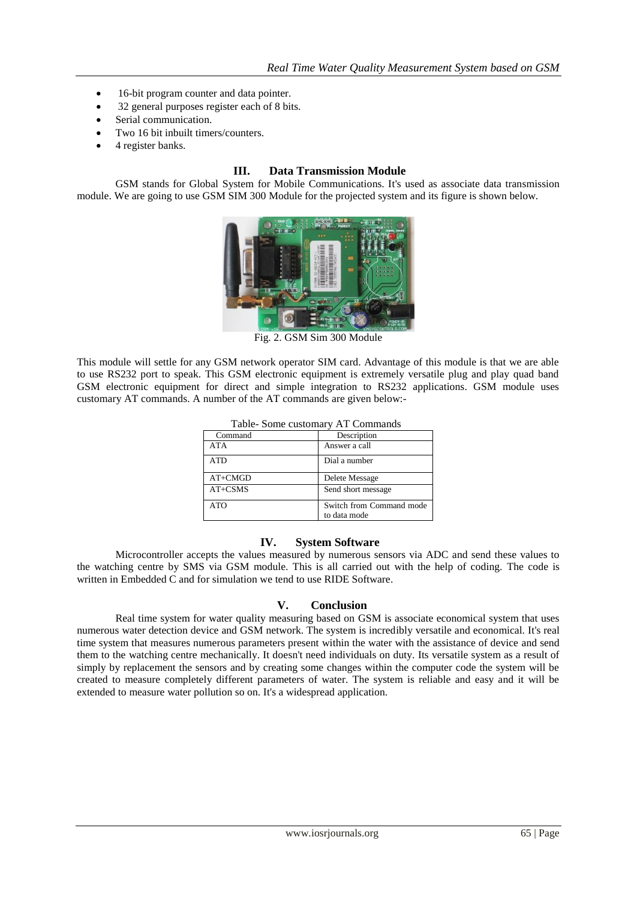- 16-bit program counter and data pointer.
- 32 general purposes register each of 8 bits.
- Serial communication.
- Two 16 bit inbuilt timers/counters.
- 4 register banks.

## III. Data Transmission Module

GSM stands for Global System for Mobile Communications. It's used as associate data transmission module. We are going to use GSM SIM 300 Module for the projected system and its figure is shown below.

Fig. 2. GSM Sim 300 Module

This module will settle for any GSM network operator SIM card. Advantage of this module is that we are able to use RS232 port to speak. This GSM electronic equipment is extremely versatile plug and play quad band GSM electronic equipment for direct and simple integration to RS232 applications. GSM module uses customary AT commands. A number of the AT commands are given below:-

Table- Some customary AT Commands

| Command | Description |
|---|---|
| ATA | Answer a call |
| ATD | Dial a number |
| AT+CMGD | Delete Message |
| AT+CSMS | Send short message |
| ATO | Switch from Command mode to data mode |

## IV. System Software

Microcontroller accepts the values measured by numerous sensors via ADC and send these values to the watching centre by SMS via GSM module. This is all carried out with the help of coding. The code is written in Embedded C and for simulation we tend to use RIDE Software.

## V. Conclusion

Real time system for water quality measuring based on GSM is associate economical system that uses numerous water detection device and GSM network. The system is incredibly versatile and economical. It's real time system that measures numerous parameters present within the water with the assistance of device and send them to the watching centre mechanically. It doesn't need individuals on duty. Its versatile system as a result of simply by replacement the sensors and by creating some changes within the computer code the system will be created to measure completely different parameters of water. The system is reliable and easy and it will be extended to measure water pollution so on. It's a widespread application.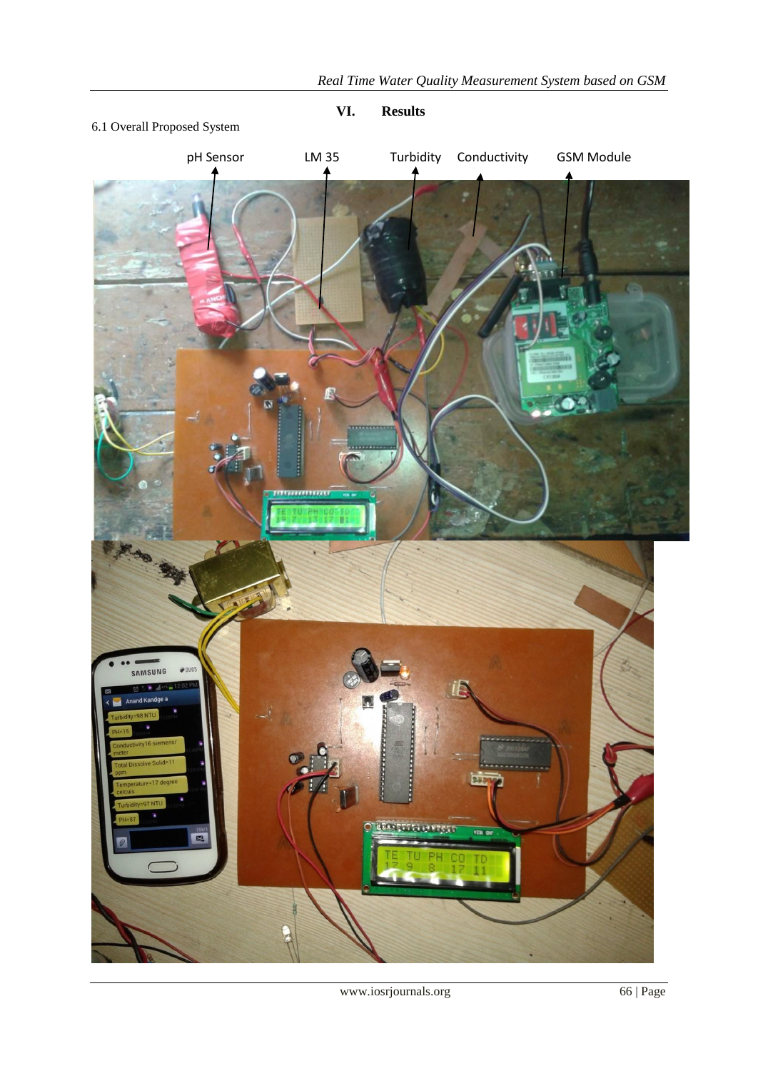## VI. Results

6.1 Overall Proposed System

pH Sensor LM 35 Turbidity Conductivity GSM Module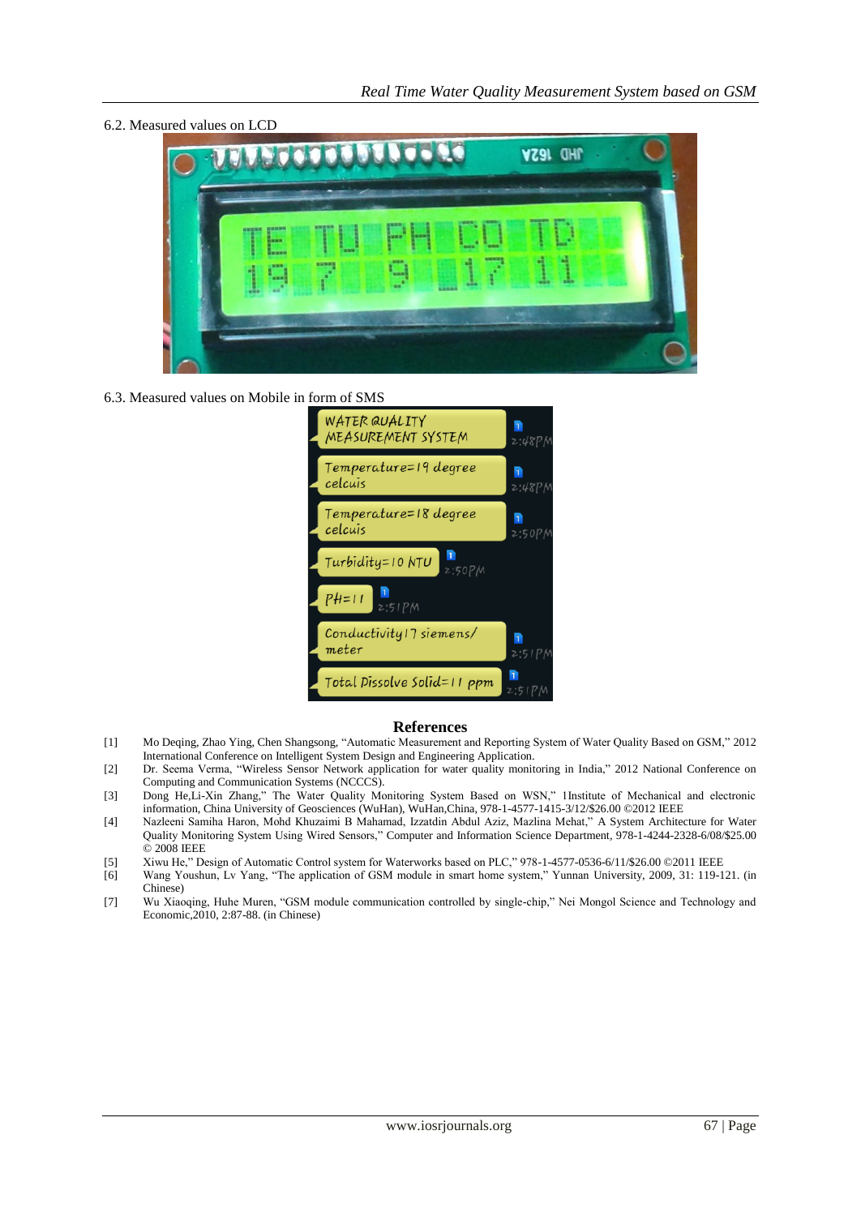6.2. Measured values on LCD

6.3. Measured values on Mobile in form of SMS

## References

[1] Mo Deqing, Zhao Ying, Chen Shangsong, "Automatic Measurement and Reporting System of Water Quality Based on GSM," 2012 International Conference on Intelligent System Design and Engineering Application.

[2] Dr. Seema Verma, "Wireless Sensor Network application for water quality monitoring in India," 2012 National Conference on Computing and Communication Systems (NCCCS).

[3] Dong He,Li-Xin Zhang," The Water Quality Monitoring System Based on WSN," 1Institute of Mechanical and electronic information, China University of Geosciences (WuHan), WuHan,China, 978-1-4577-1415-3/12/$26.00 ©2012 IEEE

[4] Nazleeni Samiha Haron, Mohd Khuzaimi B Mahamad, Izzatdin Abdul Aziz, Mazlina Mehat," A System Architecture for Water Quality Monitoring System Using Wired Sensors," Computer and Information Science Department, 978-1-4244-2328-6/08/$25.00 © 2008 IEEE

[5] Xiwu He," Design of Automatic Control system for Waterworks based on PLC," 978-1-4577-0536-6/11/$26.00 ©2011 IEEE

[6] Wang Youshun, Lv Yang, "The application of GSM module in smart home system," Yunnan University, 2009, 31: 119-121. (in Chinese)

[7] Wu Xiaoqing, Huhe Muren, "GSM module communication controlled by single-chip," Nei Mongol Science and Technology and Economic,2010, 2:87-88. (in Chinese)